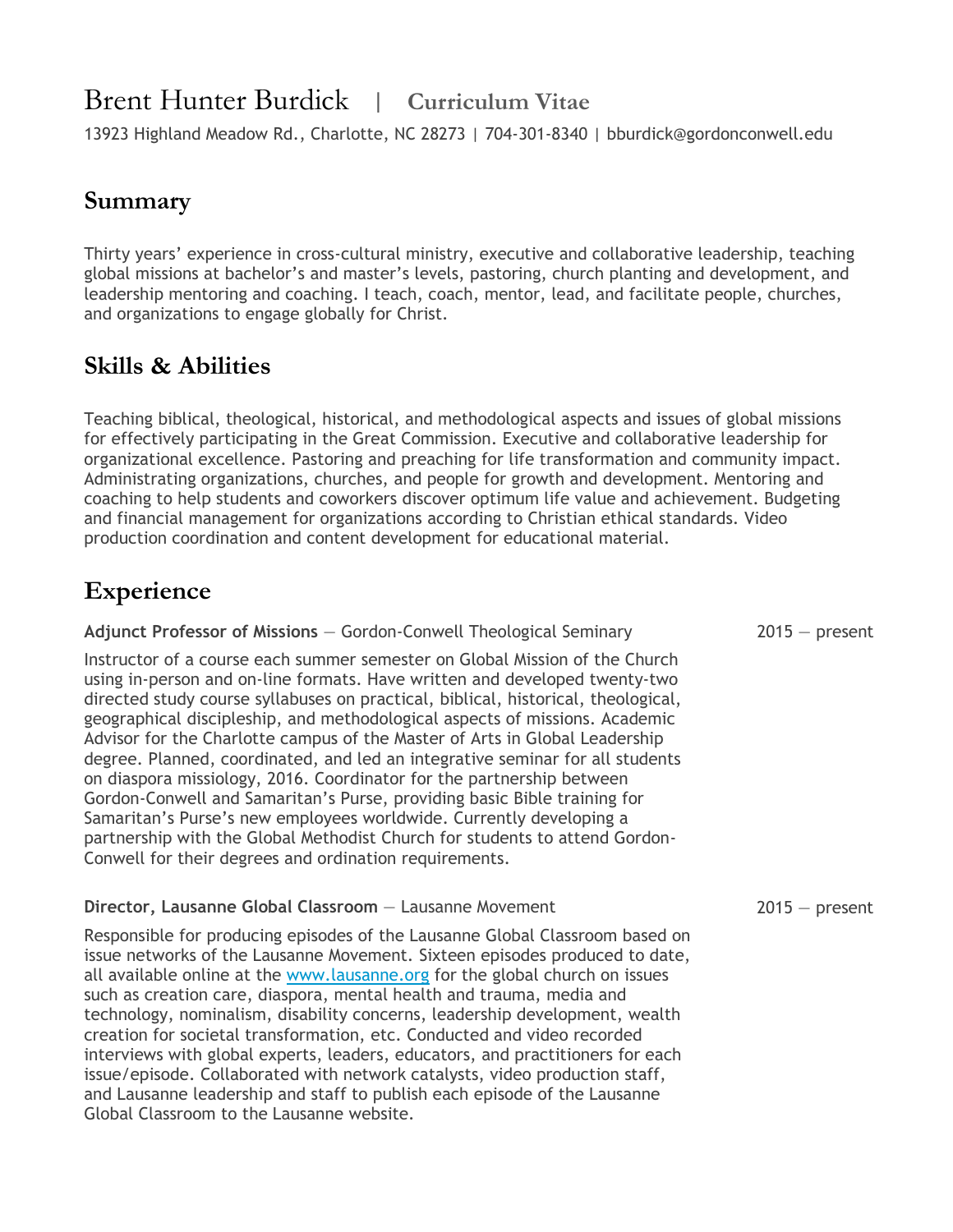# Brent Hunter Burdick | Curriculum Vitae

13923 Highland Meadow Rd., Charlotte, NC 28273 | 704-301-8340 | bburdick@gordonconwell.edu

## Summary

Thirty years' experience in cross-cultural ministry, executive and collaborative leadership, teaching global missions at bachelor's and master's levels, pastoring, church planting and development, and leadership mentoring and coaching. I teach, coach, mentor, lead, and facilitate people, churches, and organizations to engage globally for Christ.

## Skills & Abilities

Teaching biblical, theological, historical, and methodological aspects and issues of global missions for effectively participating in the Great Commission. Executive and collaborative leadership for organizational excellence. Pastoring and preaching for life transformation and community impact. Administrating organizations, churches, and people for growth and development. Mentoring and coaching to help students and coworkers discover optimum life value and achievement. Budgeting and financial management for organizations according to Christian ethical standards. Video production coordination and content development for educational material.

## Experience

**Adjunct Professor of Missions** — Gordon-Conwell Theological Seminary — 2015 — present

Instructor of a course each summer semester on Global Mission of the Church using in-person and on-line formats. Have written and developed twenty-two directed study course syllabuses on practical, biblical, historical, theological, geographical discipleship, and methodological aspects of missions. Academic Advisor for the Charlotte campus of the Master of Arts in Global Leadership degree. Planned, coordinated, and led an integrative seminar for all students on diaspora missiology, 2016. Coordinator for the partnership between Gordon-Conwell and Samaritan's Purse, providing basic Bible training for Samaritan's Purse's new employees worldwide. Currently developing a partnership with the Global Methodist Church for students to attend Gordon-Conwell for their degrees and ordination requirements.

**Director, Lausanne Global Classroom** — Lausanne Movement — 2015 — present

Responsible for producing episodes of the Lausanne Global Classroom based on issue networks of the Lausanne Movement. Sixteen episodes produced to date, all available online at the [www.lausanne.org](http://www.lausanne.org) for the global church on issues such as creation care, diaspora, mental health and trauma, media and technology, nominalism, disability concerns, leadership development, wealth creation for societal transformation, etc. Conducted and video recorded interviews with global experts, leaders, educators, and practitioners for each issue/episode. Collaborated with network catalysts, video production staff, and Lausanne leadership and staff to publish each episode of the Lausanne Global Classroom to the Lausanne website.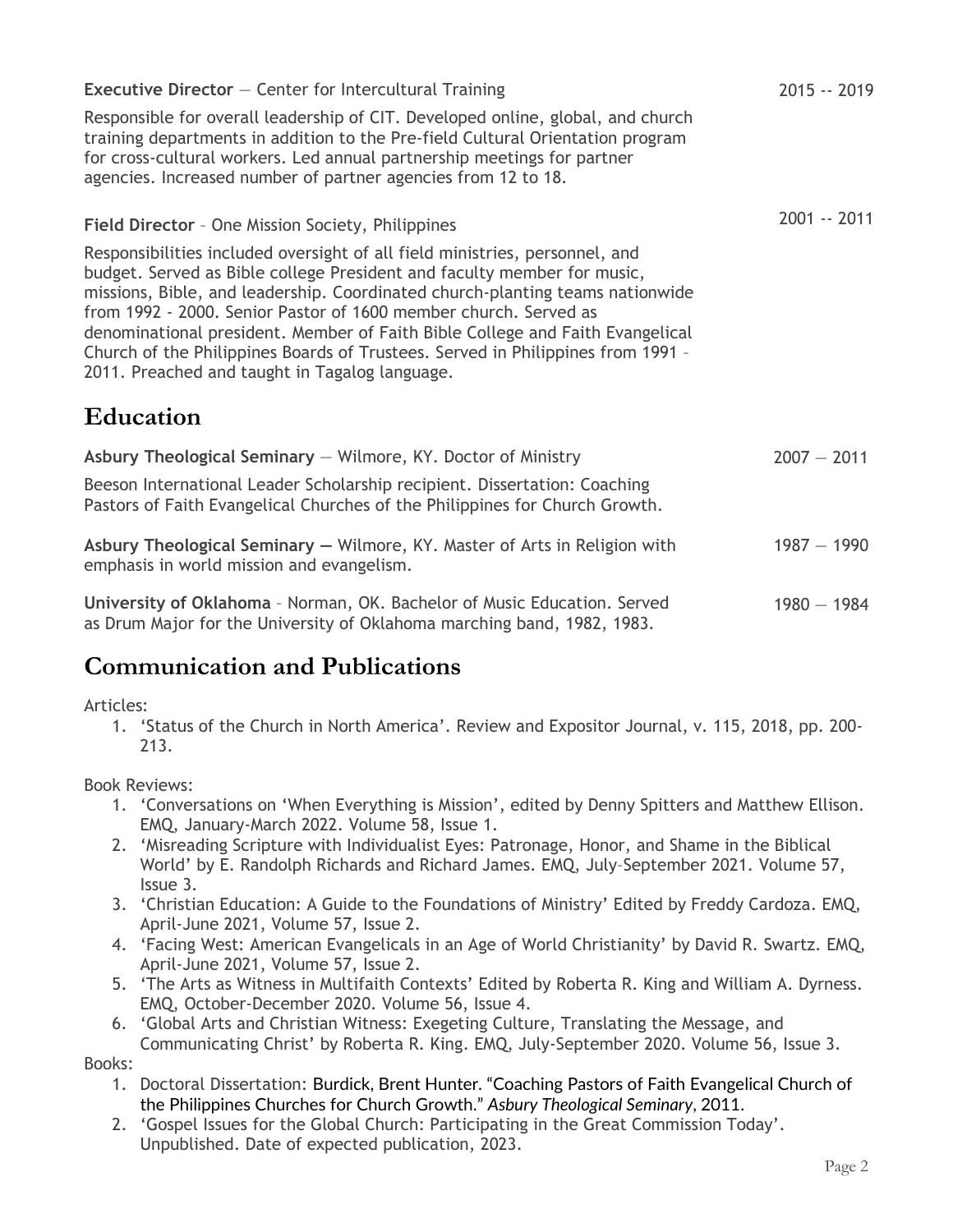**Executive Director** — Center for Intercultural Training 2015 -- 2019

Responsible for overall leadership of CIT. Developed online, global, and church training departments in addition to the Pre-field Cultural Orientation program for cross-cultural workers. Led annual partnership meetings for partner agencies. Increased number of partner agencies from 12 to 18.

**Field Director** – One Mission Society, Philippines 2001 -- 2011

Responsibilities included oversight of all field ministries, personnel, and budget. Served as Bible college President and faculty member for music, missions, Bible, and leadership. Coordinated church-planting teams nationwide from 1992 - 2000. Senior Pastor of 1600 member church. Served as denominational president. Member of Faith Bible College and Faith Evangelical Church of the Philippines Boards of Trustees. Served in Philippines from 1991 – 2011. Preached and taught in Tagalog language.

# Education

**Asbury Theological Seminary** — Wilmore, KY. Doctor of Ministry 2007 — 2011

Beeson International Leader Scholarship recipient. Dissertation: Coaching Pastors of Faith Evangelical Churches of the Philippines for Church Growth.

**Asbury Theological Seminary —** Wilmore, KY. Master of Arts in Religion with emphasis in world mission and evangelism. 1987 — 1990

**University of Oklahoma** – Norman, OK. Bachelor of Music Education. Served as Drum Major for the University of Oklahoma marching band, 1982, 1983. 1980 — 1984

# Communication and Publications

Articles:

1. 'Status of the Church in North America'. Review and Expositor Journal, v. 115, 2018, pp. 200-213.

Book Reviews:

1. 'Conversations on 'When Everything is Mission', edited by Denny Spitters and Matthew Ellison. EMQ, January-March 2022. Volume 58, Issue 1.
2. 'Misreading Scripture with Individualist Eyes: Patronage, Honor, and Shame in the Biblical World' by E. Randolph Richards and Richard James. EMQ, July–September 2021. Volume 57, Issue 3.
3. 'Christian Education: A Guide to the Foundations of Ministry' Edited by Freddy Cardoza. EMQ, April-June 2021, Volume 57, Issue 2.
4. 'Facing West: American Evangelicals in an Age of World Christianity' by David R. Swartz. EMQ, April-June 2021, Volume 57, Issue 2.
5. 'The Arts as Witness in Multifaith Contexts' Edited by Roberta R. King and William A. Dyrness. EMQ, October-December 2020. Volume 56, Issue 4.
6. 'Global Arts and Christian Witness: Exegeting Culture, Translating the Message, and Communicating Christ' by Roberta R. King. EMQ, July-September 2020. Volume 56, Issue 3.

Books:

1. Doctoral Dissertation: Burdick, Brent Hunter. "Coaching Pastors of Faith Evangelical Church of the Philippines Churches for Church Growth." *Asbury Theological Seminary*, 2011.
2. 'Gospel Issues for the Global Church: Participating in the Great Commission Today'. Unpublished. Date of expected publication, 2023.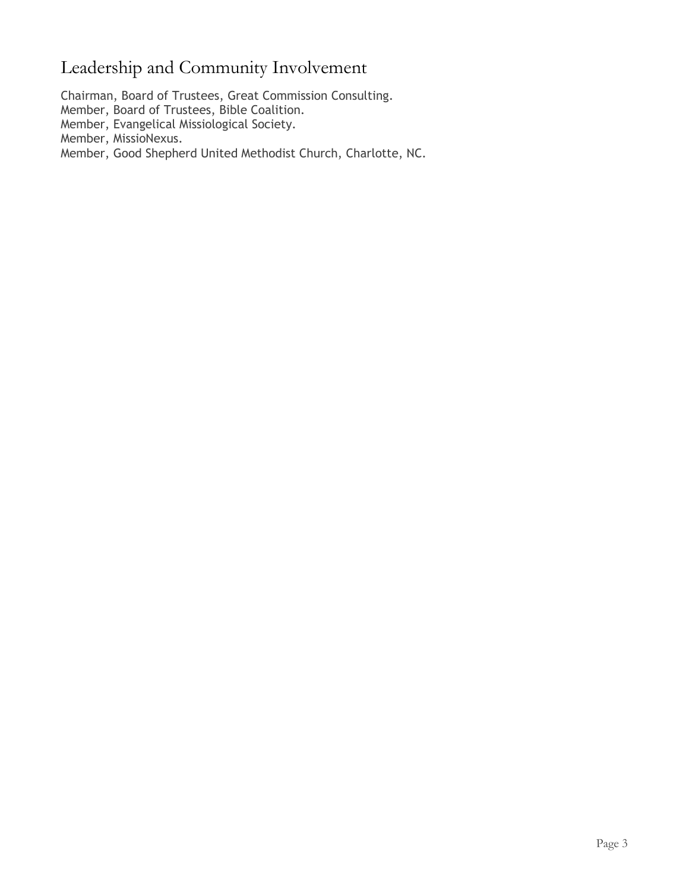## Leadership and Community Involvement

Chairman, Board of Trustees, Great Commission Consulting.
Member, Board of Trustees, Bible Coalition.
Member, Evangelical Missiological Society.
Member, MissioNexus.
Member, Good Shepherd United Methodist Church, Charlotte, NC.